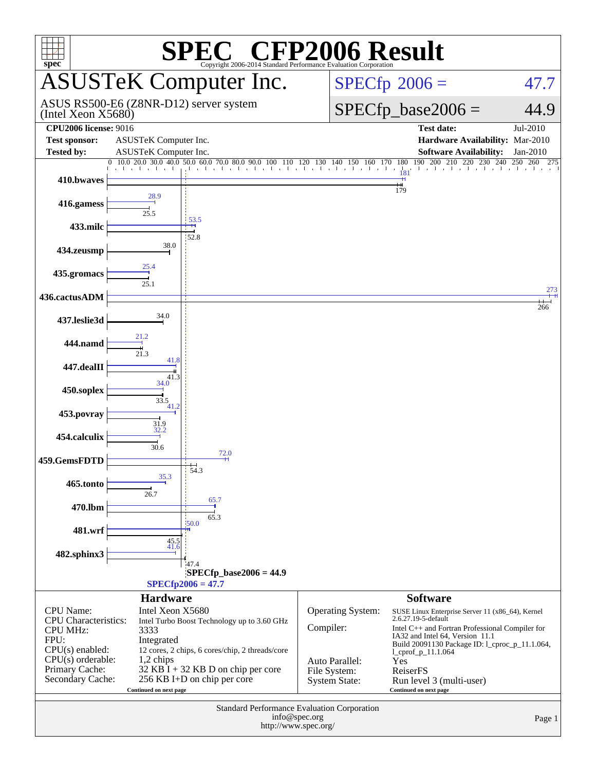# SPEC CFP2006 Result

Copyright 2006-2014 Standard Performance Evaluation Corporation

## ASUSTeK Computer Inc.

ASUS RS500-E6 (Z8NR-D12) server system (Intel Xeon X5680)

SPECfp 2006 = 47.7

SPECfp_base2006 = 44.9

| | | | |
|---|---|---|---|
| **CPU2006 license:** 9016 | | **Test date:** | Jul-2010 |
| **Test sponsor:** | ASUSTeK Computer Inc. | **Hardware Availability:** | Mar-2010 |
| **Tested by:** | ASUSTeK Computer Inc. | **Software Availability:** | Jan-2010 |

| Benchmark | Peak | Base |
|---|---|---|
| 410.bwaves | 181 | 179 |
| 416.gamess | 28.9 | 25.5 |
| 433.milc | 53.5 | 52.8 |
| 434.zeusmp | | 38.0 |
| 435.gromacs | 25.4 | 25.1 |
| 436.cactusADM | 273 | 266 |
| 437.leslie3d | | 34.0 |
| 444.namd | 21.2 | 21.3 |
| 447.dealII | 41.8 | 41.3 |
| 450.soplex | 34.0 | 33.5 |
| 453.povray | 41.2 | 31.9 |
| 454.calculix | 32.2 | 30.6 |
| 459.GemsFDTD | 72.0 | 54.3 |
| 465.tonto | 35.3 | 26.7 |
| 470.lbm | 65.7 | 65.3 |
| 481.wrf | 50.0 | 45.5 |
| 482.sphinx3 | 41.6 | 47.4 |

SPECfp_base2006 = 44.9

SPECfp2006 = 47.7

### Hardware

| | |
|---|---|
| CPU Name: | Intel Xeon X5680 |
| CPU Characteristics: | Intel Turbo Boost Technology up to 3.60 GHz |
| CPU MHz: | 3333 |
| FPU: | Integrated |
| CPU(s) enabled: | 12 cores, 2 chips, 6 cores/chip, 2 threads/core |
| CPU(s) orderable: | 1,2 chips |
| Primary Cache: | 32 KB I + 32 KB D on chip per core |
| Secondary Cache: | 256 KB I+D on chip per core |

Continued on next page

### Software

| | |
|---|---|
| Operating System: | SUSE Linux Enterprise Server 11 (x86_64), Kernel 2.6.27.19-5-default |
| Compiler: | Intel C++ and Fortran Professional Compiler for IA32 and Intel 64, Version 11.1 Build 20091130 Package ID: l_cproc_p_11.1.064, l_cprof_p_11.1.064 |
| Auto Parallel: | Yes |
| File System: | ReiserFS |
| System State: | Run level 3 (multi-user) |

Continued on next page

Standard Performance Evaluation Corporation
info@spec.org
http://www.spec.org/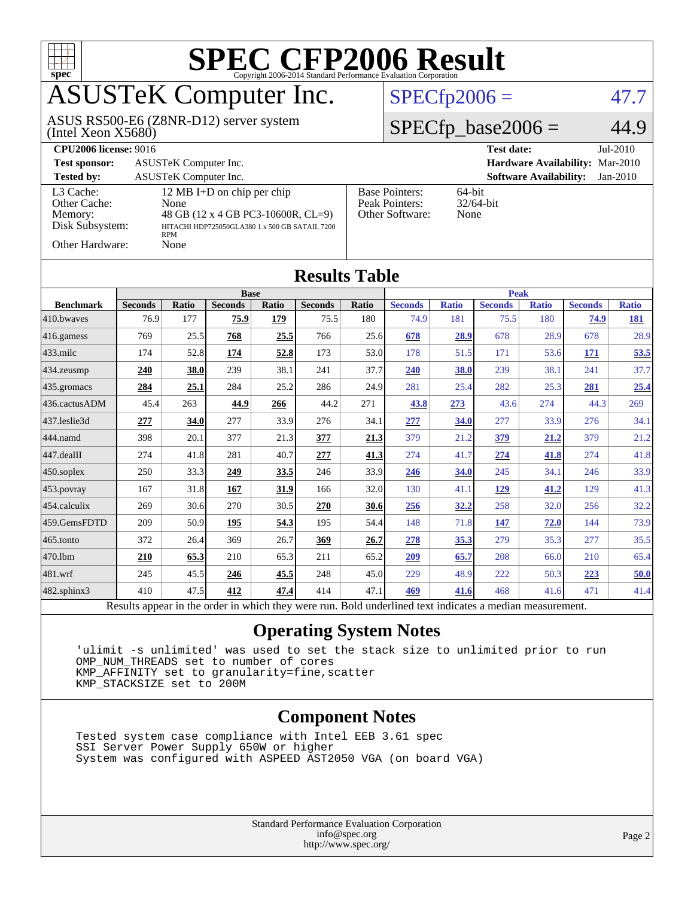# SPEC CFP2006 Result

Copyright 2006-2014 Standard Performance Evaluation Corporation

## ASUSTeK Computer Inc.

ASUS RS500-E6 (Z8NR-D12) server system (Intel Xeon X5680)

SPECfp2006 = 47.7

SPECfp_base2006 = 44.9

| | | | |
|---|---|---|---|
| **CPU2006 license:** 9016 | | **Test date:** | Jul-2010 |
| **Test sponsor:** | ASUSTeK Computer Inc. | **Hardware Availability:** | Mar-2010 |
| **Tested by:** | ASUSTeK Computer Inc. | **Software Availability:** | Jan-2010 |

| | | | |
|---|---|---|---|
| L3 Cache: | 12 MB I+D on chip per chip | Base Pointers: | 64-bit |
| Other Cache: | None | Peak Pointers: | 32/64-bit |
| Memory: | 48 GB (12 x 4 GB PC3-10600R, CL=9) | Other Software: | None |
| Disk Subsystem: | HITACHI HDP725050GLA380 1 x 500 GB SATAII, 7200 RPM | | |
| Other Hardware: | None | | |

## Results Table

| Benchmark | Base | | | | | | Peak | | | | | |
|---|---|---|---|---|---|---|---|---|---|---|---|---|
| | Seconds | Ratio | Seconds | Ratio | Seconds | Ratio | Seconds | Ratio | Seconds | Ratio | Seconds | Ratio |
| 410.bwaves | 76.9 | 177 | **75.9** | **179** | 75.5 | 180 | 74.9 | 181 | 75.5 | 180 | **74.9** | **181** |
| 416.gamess | 769 | 25.5 | **768** | **25.5** | 766 | 25.6 | **678** | **28.9** | 678 | 28.9 | 678 | 28.9 |
| 433.milc | 174 | 52.8 | **174** | **52.8** | 173 | 53.0 | 178 | 51.5 | 171 | 53.6 | **171** | **53.5** |
| 434.zeusmp | **240** | **38.0** | 239 | 38.1 | 241 | 37.7 | **240** | **38.0** | 239 | 38.1 | 241 | 37.7 |
| 435.gromacs | **284** | **25.1** | 284 | 25.2 | 286 | 24.9 | 281 | 25.4 | 282 | 25.3 | **281** | **25.4** |
| 436.cactusADM | 45.4 | 263 | **44.9** | **266** | 44.2 | 271 | **43.8** | **273** | 43.6 | 274 | 44.3 | 269 |
| 437.leslie3d | **277** | **34.0** | 277 | 33.9 | 276 | 34.1 | **277** | **34.0** | 277 | 33.9 | 276 | 34.1 |
| 444.namd | 398 | 20.1 | 377 | 21.3 | **377** | **21.3** | 379 | 21.2 | **379** | **21.2** | 379 | 21.2 |
| 447.dealII | 274 | 41.8 | 281 | 40.7 | **277** | **41.3** | 274 | 41.7 | **274** | **41.8** | 274 | 41.8 |
| 450.soplex | 250 | 33.3 | **249** | **33.5** | 246 | 33.9 | **246** | **34.0** | 245 | 34.1 | 246 | 33.9 |
| 453.povray | 167 | 31.8 | **167** | **31.9** | 166 | 32.0 | 130 | 41.1 | **129** | **41.2** | 129 | 41.3 |
| 454.calculix | 269 | 30.6 | 270 | 30.5 | **270** | **30.6** | **256** | **32.2** | 258 | 32.0 | 256 | 32.2 |
| 459.GemsFDTD | 209 | 50.9 | **195** | **54.3** | 195 | 54.4 | 148 | 71.8 | **147** | **72.0** | 144 | 73.9 |
| 465.tonto | 372 | 26.4 | 369 | 26.7 | **369** | **26.7** | **278** | **35.3** | 279 | 35.3 | 277 | 35.5 |
| 470.lbm | **210** | **65.3** | 210 | 65.3 | 211 | 65.2 | **209** | **65.7** | 208 | 66.0 | 210 | 65.4 |
| 481.wrf | 245 | 45.5 | **246** | **45.5** | 248 | 45.0 | 229 | 48.9 | 222 | 50.3 | **223** | **50.0** |
| 482.sphinx3 | 410 | 47.5 | **412** | **47.4** | 414 | 47.1 | **469** | **41.6** | 468 | 41.6 | 471 | 41.4 |

Results appear in the order in which they were run. Bold underlined text indicates a median measurement.

## Operating System Notes

```
'ulimit -s unlimited' was used to set the stack size to unlimited prior to run
OMP_NUM_THREADS set to number of cores
KMP_AFFINITY set to granularity=fine,scatter
KMP_STACKSIZE set to 200M
```

## Component Notes

```
Tested system case compliance with Intel EEB 3.61 spec
SSI Server Power Supply 650W or higher
System was configured with ASPEED AST2050 VGA (on board VGA)
```

Standard Performance Evaluation Corporation
info@spec.org
http://www.spec.org/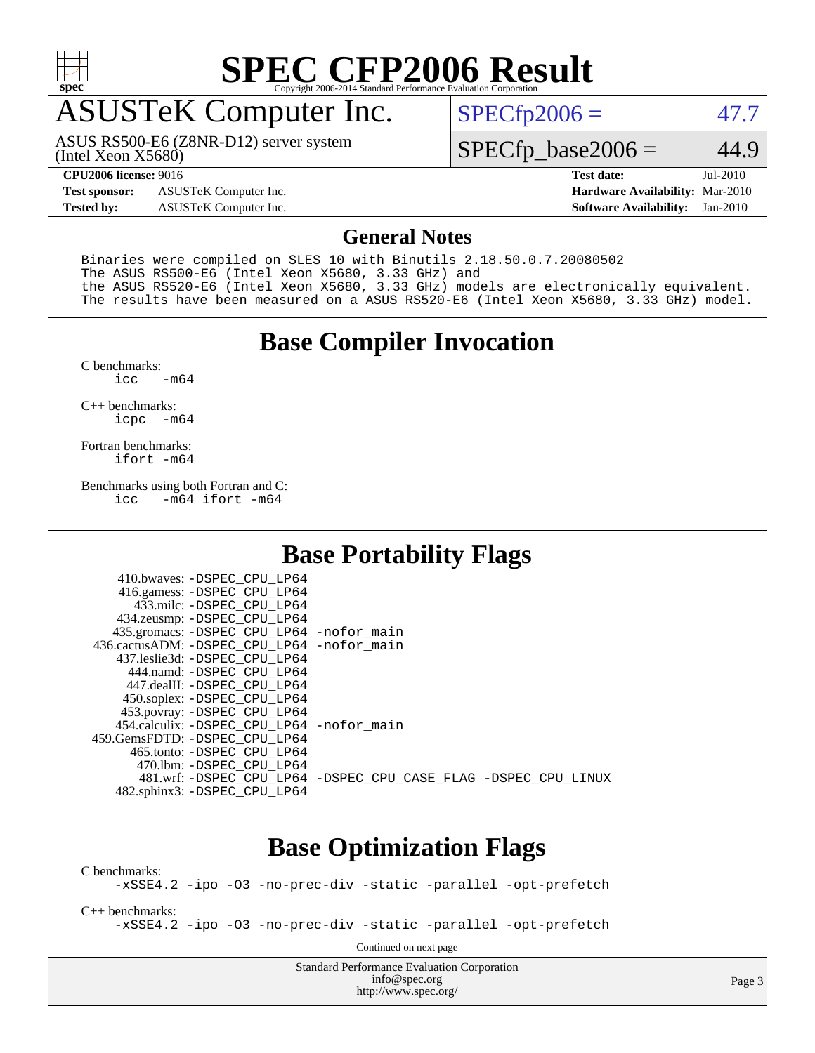# ASUSTeK Computer Inc.

ASUS RS500-E6 (Z8NR-D12) server system (Intel Xeon X5680)

SPECfp2006 = 47.7

SPECfp_base2006 = 44.9

**CPU2006 license:** 9016
**Test sponsor:** ASUSTeK Computer Inc.
**Tested by:** ASUSTeK Computer Inc.

**Test date:** Jul-2010
**Hardware Availability:** Mar-2010
**Software Availability:** Jan-2010

## General Notes

```
Binaries were compiled on SLES 10 with Binutils 2.18.50.0.7.20080502
The ASUS RS500-E6 (Intel Xeon X5680, 3.33 GHz) and
the ASUS RS520-E6 (Intel Xeon X5680, 3.33 GHz) models are electronically equivalent.
The results have been measured on a ASUS RS520-E6 (Intel Xeon X5680, 3.33 GHz) model.
```

## Base Compiler Invocation

C benchmarks:
```
icc   -m64
```

C++ benchmarks:
```
icpc  -m64
```

Fortran benchmarks:
```
ifort -m64
```

Benchmarks using both Fortran and C:
```
icc   -m64 ifort -m64
```

## Base Portability Flags

```
   410.bwaves: -DSPEC_CPU_LP64
   416.gamess: -DSPEC_CPU_LP64
    433.milc: -DSPEC_CPU_LP64
  434.zeusmp: -DSPEC_CPU_LP64
 435.gromacs: -DSPEC_CPU_LP64 -nofor_main
436.cactusADM: -DSPEC_CPU_LP64 -nofor_main
 437.leslie3d: -DSPEC_CPU_LP64
    444.namd: -DSPEC_CPU_LP64
  447.dealII: -DSPEC_CPU_LP64
  450.soplex: -DSPEC_CPU_LP64
  453.povray: -DSPEC_CPU_LP64
 454.calculix: -DSPEC_CPU_LP64 -nofor_main
459.GemsFDTD: -DSPEC_CPU_LP64
   465.tonto: -DSPEC_CPU_LP64
    470.lbm: -DSPEC_CPU_LP64
    481.wrf: -DSPEC_CPU_LP64 -DSPEC_CPU_CASE_FLAG -DSPEC_CPU_LINUX
 482.sphinx3: -DSPEC_CPU_LP64
```

## Base Optimization Flags

C benchmarks:
```
-xSSE4.2 -ipo -O3 -no-prec-div -static -parallel -opt-prefetch
```

C++ benchmarks:
```
-xSSE4.2 -ipo -O3 -no-prec-div -static -parallel -opt-prefetch
```

Continued on next page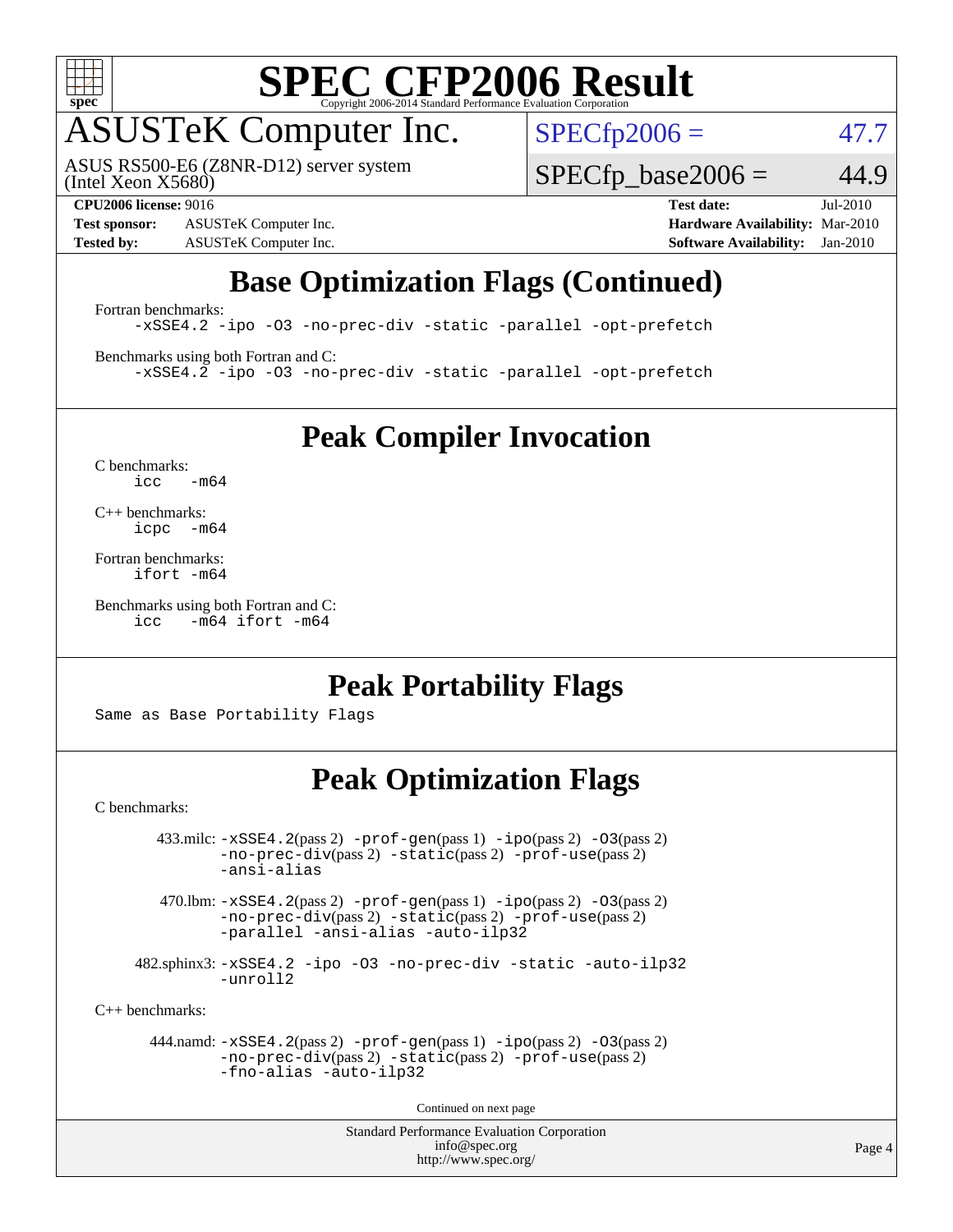# SPEC CFP2006 Result

Copyright 2006-2014 Standard Performance Evaluation Corporation

## ASUSTeK Computer Inc.

ASUS RS500-E6 (Z8NR-D12) server system (Intel Xeon X5680)

SPECfp2006 = 47.7

SPECfp_base2006 = 44.9

**CPU2006 license:** 9016
**Test sponsor:** ASUSTeK Computer Inc.
**Tested by:** ASUSTeK Computer Inc.

**Test date:** Jul-2010
**Hardware Availability:** Mar-2010
**Software Availability:** Jan-2010

## Base Optimization Flags (Continued)

Fortran benchmarks:

```
-xSSE4.2 -ipo -O3 -no-prec-div -static -parallel -opt-prefetch
```

Benchmarks using both Fortran and C:

```
-xSSE4.2 -ipo -O3 -no-prec-div -static -parallel -opt-prefetch
```

## Peak Compiler Invocation

C benchmarks:

```
icc  -m64
```

C++ benchmarks:

```
icpc  -m64
```

Fortran benchmarks:

```
ifort -m64
```

Benchmarks using both Fortran and C:

```
icc  -m64 ifort -m64
```

## Peak Portability Flags

Same as Base Portability Flags

## Peak Optimization Flags

C benchmarks:

433.milc: -xSSE4.2(pass 2) -prof-gen(pass 1) -ipo(pass 2) -O3(pass 2) -no-prec-div(pass 2) -static(pass 2) -prof-use(pass 2) -ansi-alias

470.lbm: -xSSE4.2(pass 2) -prof-gen(pass 1) -ipo(pass 2) -O3(pass 2) -no-prec-div(pass 2) -static(pass 2) -prof-use(pass 2) -parallel -ansi-alias -auto-ilp32

482.sphinx3: -xSSE4.2 -ipo -O3 -no-prec-div -static -auto-ilp32 -unroll2

C++ benchmarks:

444.namd: -xSSE4.2(pass 2) -prof-gen(pass 1) -ipo(pass 2) -O3(pass 2) -no-prec-div(pass 2) -static(pass 2) -prof-use(pass 2) -fno-alias -auto-ilp32

Continued on next page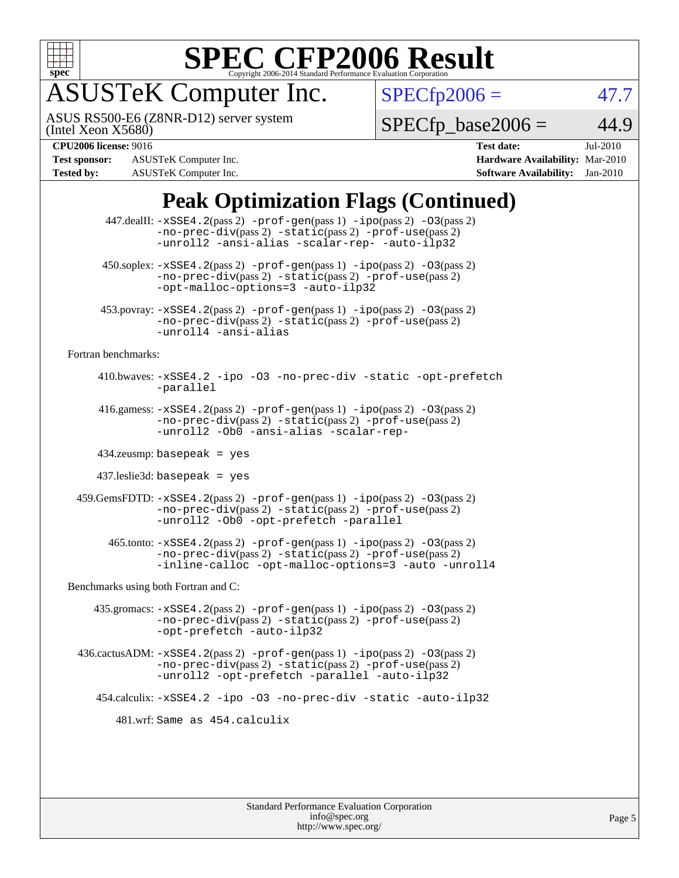# SPEC CFP2006 Result

Copyright 2006-2014 Standard Performance Evaluation Corporation

## ASUSTeK Computer Inc.

ASUS RS500-E6 (Z8NR-D12) server system
(Intel Xeon X5680)

SPECfp2006 = 47.7

SPECfp_base2006 = 44.9

**CPU2006 license:** 9016
**Test sponsor:** ASUSTeK Computer Inc.
**Tested by:** ASUSTeK Computer Inc.

**Test date:** Jul-2010
**Hardware Availability:** Mar-2010
**Software Availability:** Jan-2010

## Peak Optimization Flags (Continued)

447.dealII: `-xSSE4.2`(pass 2) `-prof-gen`(pass 1) `-ipo`(pass 2) `-O3`(pass 2) `-no-prec-div`(pass 2) `-static`(pass 2) `-prof-use`(pass 2) `-unroll2 -ansi-alias -scalar-rep- -auto-ilp32`

450.soplex: `-xSSE4.2`(pass 2) `-prof-gen`(pass 1) `-ipo`(pass 2) `-O3`(pass 2) `-no-prec-div`(pass 2) `-static`(pass 2) `-prof-use`(pass 2) `-opt-malloc-options=3 -auto-ilp32`

453.povray: `-xSSE4.2`(pass 2) `-prof-gen`(pass 1) `-ipo`(pass 2) `-O3`(pass 2) `-no-prec-div`(pass 2) `-static`(pass 2) `-prof-use`(pass 2) `-unroll4 -ansi-alias`

Fortran benchmarks:

410.bwaves: `-xSSE4.2 -ipo -O3 -no-prec-div -static -opt-prefetch -parallel`

416.gamess: `-xSSE4.2`(pass 2) `-prof-gen`(pass 1) `-ipo`(pass 2) `-O3`(pass 2) `-no-prec-div`(pass 2) `-static`(pass 2) `-prof-use`(pass 2) `-unroll2 -Ob0 -ansi-alias -scalar-rep-`

434.zeusmp: `basepeak = yes`

437.leslie3d: `basepeak = yes`

459.GemsFDTD: `-xSSE4.2`(pass 2) `-prof-gen`(pass 1) `-ipo`(pass 2) `-O3`(pass 2) `-no-prec-div`(pass 2) `-static`(pass 2) `-prof-use`(pass 2) `-unroll2 -Ob0 -opt-prefetch -parallel`

465.tonto: `-xSSE4.2`(pass 2) `-prof-gen`(pass 1) `-ipo`(pass 2) `-O3`(pass 2) `-no-prec-div`(pass 2) `-static`(pass 2) `-prof-use`(pass 2) `-inline-calloc -opt-malloc-options=3 -auto -unroll4`

Benchmarks using both Fortran and C:

435.gromacs: `-xSSE4.2`(pass 2) `-prof-gen`(pass 1) `-ipo`(pass 2) `-O3`(pass 2) `-no-prec-div`(pass 2) `-static`(pass 2) `-prof-use`(pass 2) `-opt-prefetch -auto-ilp32`

436.cactusADM: `-xSSE4.2`(pass 2) `-prof-gen`(pass 1) `-ipo`(pass 2) `-O3`(pass 2) `-no-prec-div`(pass 2) `-static`(pass 2) `-prof-use`(pass 2) `-unroll2 -opt-prefetch -parallel -auto-ilp32`

454.calculix: `-xSSE4.2 -ipo -O3 -no-prec-div -static -auto-ilp32`

481.wrf: `Same as 454.calculix`

Standard Performance Evaluation Corporation
info@spec.org
http://www.spec.org/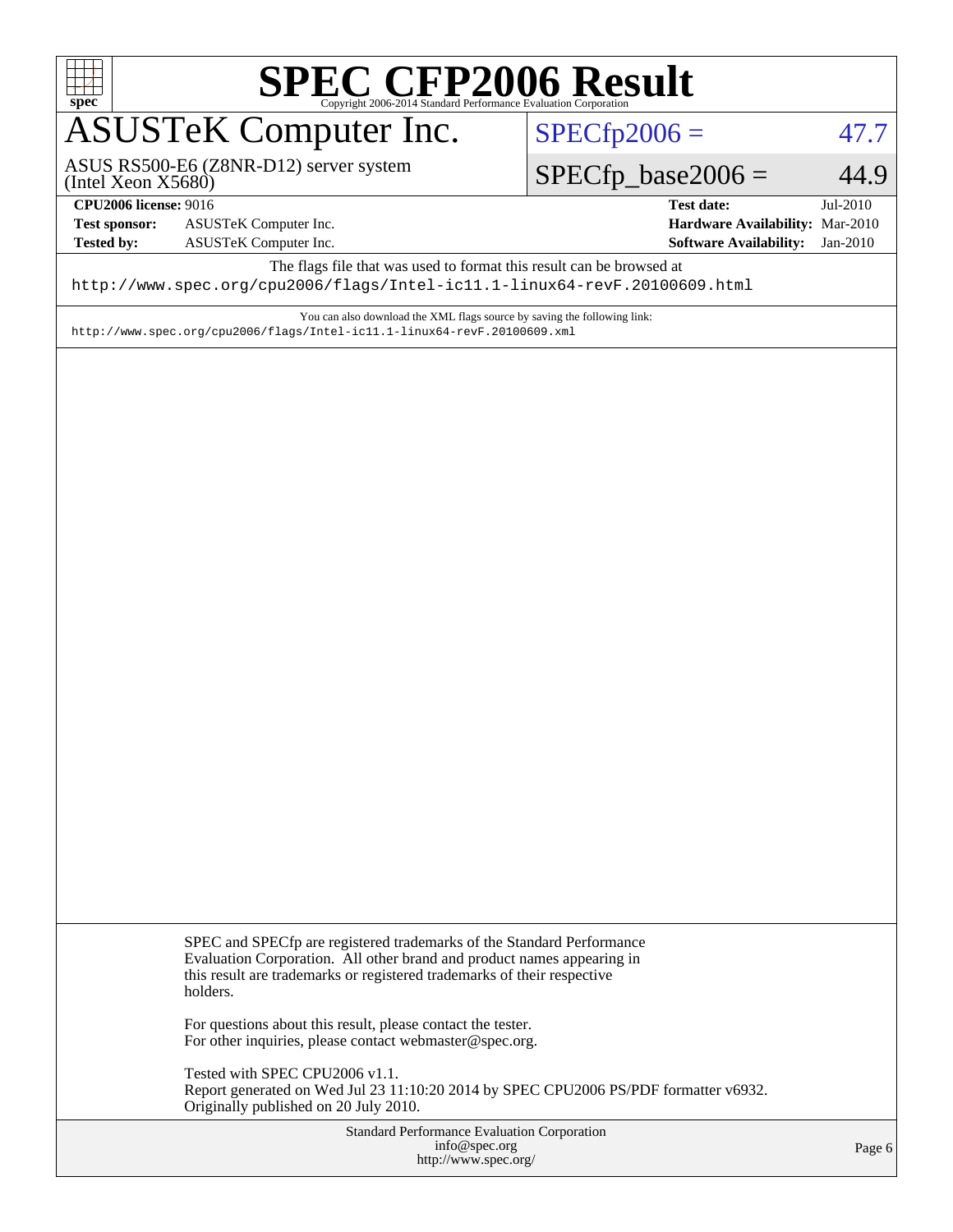# SPEC CFP2006 Result

Copyright 2006-2014 Standard Performance Evaluation Corporation

## ASUSTeK Computer Inc.

ASUS RS500-E6 (Z8NR-D12) server system
(Intel Xeon X5680)

SPECfp2006 = 47.7

SPECfp_base2006 = 44.9

| | | | |
|---|---|---|---|
| **CPU2006 license:** 9016 | | **Test date:** | Jul-2010 |
| **Test sponsor:** | ASUSTeK Computer Inc. | **Hardware Availability:** | Mar-2010 |
| **Tested by:** | ASUSTeK Computer Inc. | **Software Availability:** | Jan-2010 |

The flags file that was used to format this result can be browsed at
http://www.spec.org/cpu2006/flags/Intel-ic11.1-linux64-revF.20100609.html

You can also download the XML flags source by saving the following link:
http://www.spec.org/cpu2006/flags/Intel-ic11.1-linux64-revF.20100609.xml

SPEC and SPECfp are registered trademarks of the Standard Performance Evaluation Corporation. All other brand and product names appearing in this result are trademarks or registered trademarks of their respective holders.

For questions about this result, please contact the tester.
For other inquiries, please contact webmaster@spec.org.

Tested with SPEC CPU2006 v1.1.
Report generated on Wed Jul 23 11:10:20 2014 by SPEC CPU2006 PS/PDF formatter v6932.
Originally published on 20 July 2010.

Standard Performance Evaluation Corporation
info@spec.org
http://www.spec.org/